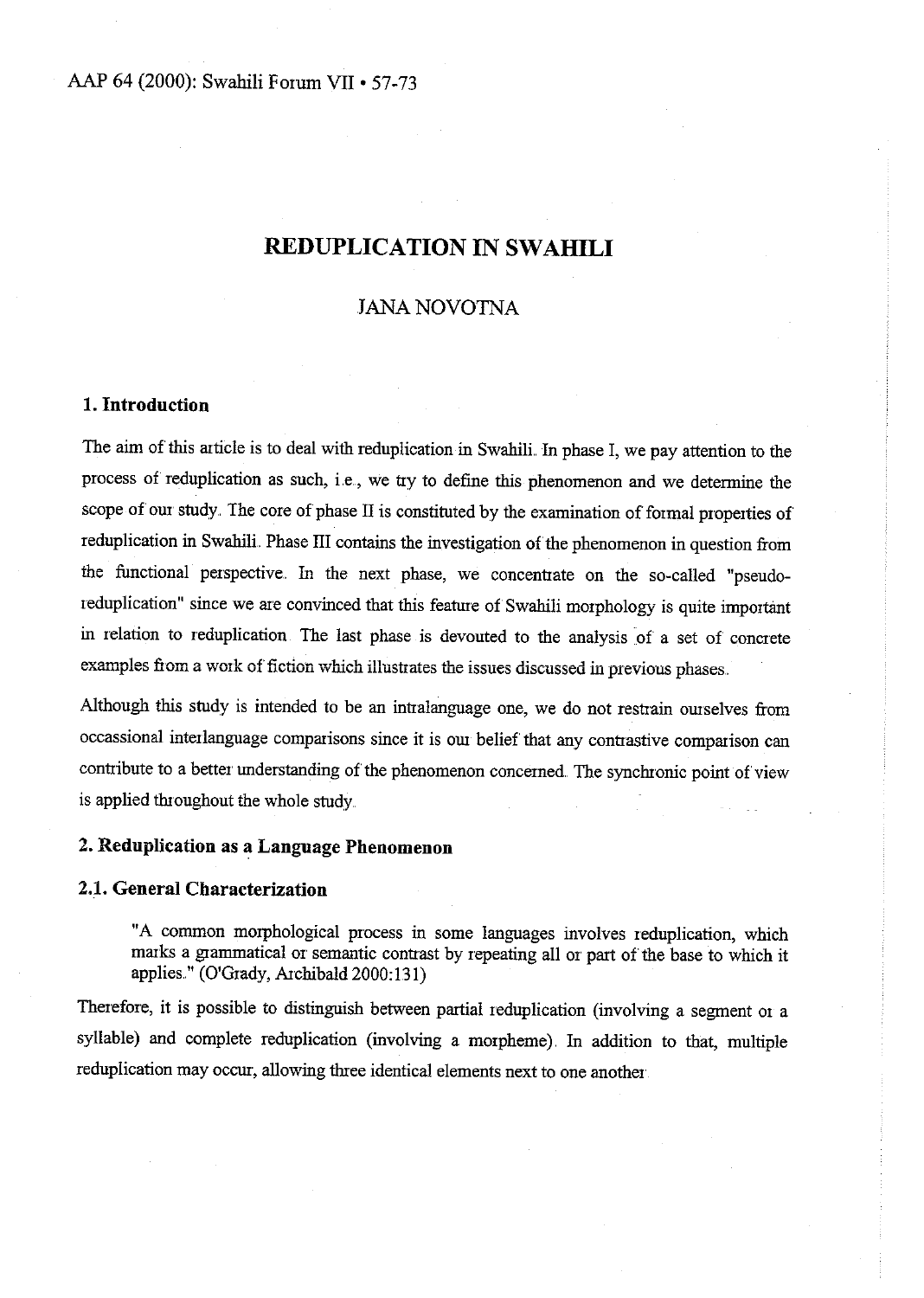# REDUPLICATION IN SWAHILI

JANA NOVOTNA

## 1. Introduction

The aim of this article is to deal with reduplication in Swahili. In phase I, we pay attention to the process of reduplication as such, i.e., we try to define this phenomenon and we determine the scope of our study. The core of phase II is constituted by the examination of formal properties of reduplication in Swahili. Phase III contains the investigation of the phenomenon in question from the functional perspective. In the next phase, we concentrate on the so-called "pseudo-reduplication" since we are convinced that this feature of Swahili morphology is quite important in relation to reduplication. The last phase is devoted to the analysis of a set of concrete examples from a work of fiction which illustrates the issues discussed in previous phases.

Although this study is intended to be an intralanguage one, we do not restrain ourselves from occassional interlanguage comparisons since it is our belief that any contrastive comparison can contribute to a better understanding of the phenomenon concerned. The synchronic point of view is applied throughout the whole study.

## 2. Reduplication as a Language Phenomenon

### 2.1. General Characterization

> "A common morphological process in some languages involves reduplication, which marks a grammatical or semantic contrast by repeating all or part of the base to which it applies." (O'Grady, Archibald 2000:131)

Therefore, it is possible to distinguish between partial reduplication (involving a segment or a syllable) and complete reduplication (involving a morpheme). In addition to that, multiple reduplication may occur, allowing three identical elements next to one another.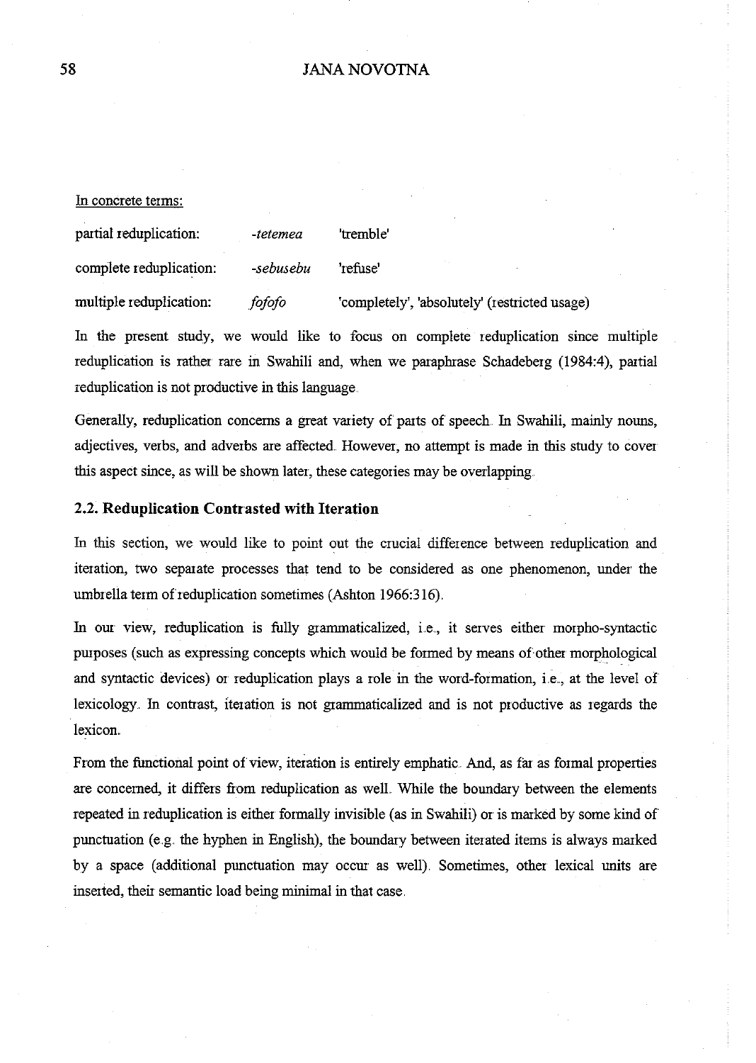In concrete terms:

| | | |
|---|---|---|
| partial reduplication: | *-tetemea* | 'tremble' |
| complete reduplication: | *-sebusebu* | 'refuse' |
| multiple reduplication: | *fofofo* | 'completely', 'absolutely' (restricted usage) |

In the present study, we would like to focus on complete reduplication since multiple reduplication is rather rare in Swahili and, when we paraphrase Schadeberg (1984:4), partial reduplication is not productive in this language.

Generally, reduplication concerns a great variety of parts of speech. In Swahili, mainly nouns, adjectives, verbs, and adverbs are affected. However, no attempt is made in this study to cover this aspect since, as will be shown later, these categories may be overlapping.

### 2.2. Reduplication Contrasted with Iteration

In this section, we would like to point out the crucial difference between reduplication and iteration, two separate processes that tend to be considered as one phenomenon, under the umbrella term of reduplication sometimes (Ashton 1966:316).

In our view, reduplication is fully grammaticalized, i.e., it serves either morpho-syntactic purposes (such as expressing concepts which would be formed by means of other morphological and syntactic devices) or reduplication plays a role in the word-formation, i.e., at the level of lexicology. In contrast, iteration is not grammaticalized and is not productive as regards the lexicon.

From the functional point of view, iteration is entirely emphatic. And, as far as formal properties are concerned, it differs from reduplication as well. While the boundary between the elements repeated in reduplication is either formally invisible (as in Swahili) or is marked by some kind of punctuation (e.g. the hyphen in English), the boundary between iterated items is always marked by a space (additional punctuation may occur as well). Sometimes, other lexical units are inserted, their semantic load being minimal in that case.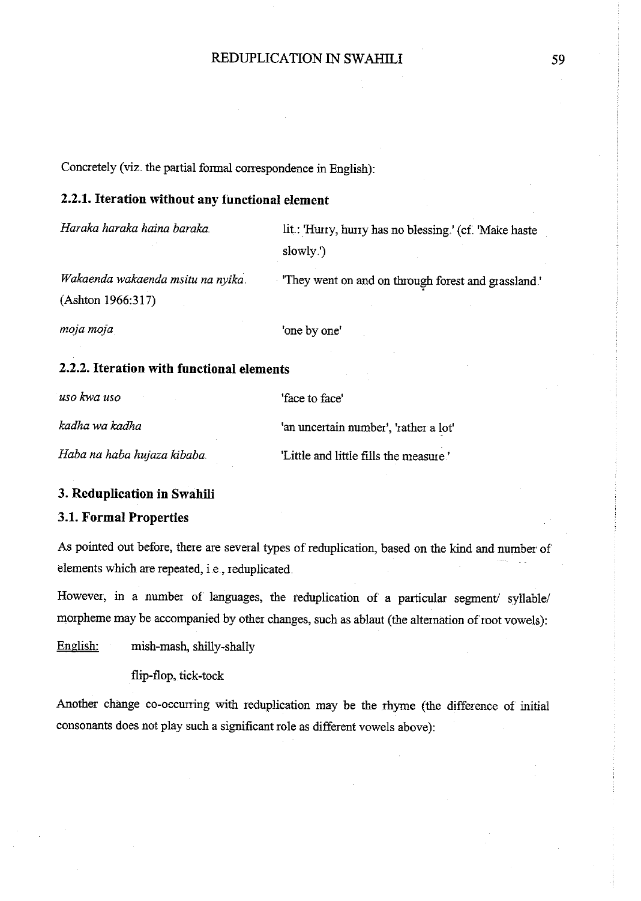Concretely (viz. the partial formal correspondence in English):

### 2.2.1. Iteration without any functional element

| | |
|---|---|
| *Haraka haraka haina baraka.* | lit.: 'Hurry, hurry has no blessing.' (cf. 'Make haste slowly.') |
| *Wakaenda wakaenda msitu na nyika.* (Ashton 1966:317) | 'They went on and on through forest and grassland.' |
| *moja moja* | 'one by one' |

### 2.2.2. Iteration with functional elements

| | |
|---|---|
| *uso kwa uso* | 'face to face' |
| *kadha wa kadha* | 'an uncertain number', 'rather a lot' |
| *Haba na haba hujaza kibaba.* | 'Little and little fills the measure.' |

## 3. Reduplication in Swahili

### 3.1. Formal Properties

As pointed out before, there are several types of reduplication, based on the kind and number of elements which are repeated, i.e., reduplicated.

However, in a number of languages, the reduplication of a particular segment/ syllable/ morpheme may be accompanied by other changes, such as ablaut (the alternation of root vowels):

English: mish-mash, shilly-shally

flip-flop, tick-tock

Another change co-occurring with reduplication may be the rhyme (the difference of initial consonants does not play such a significant role as different vowels above):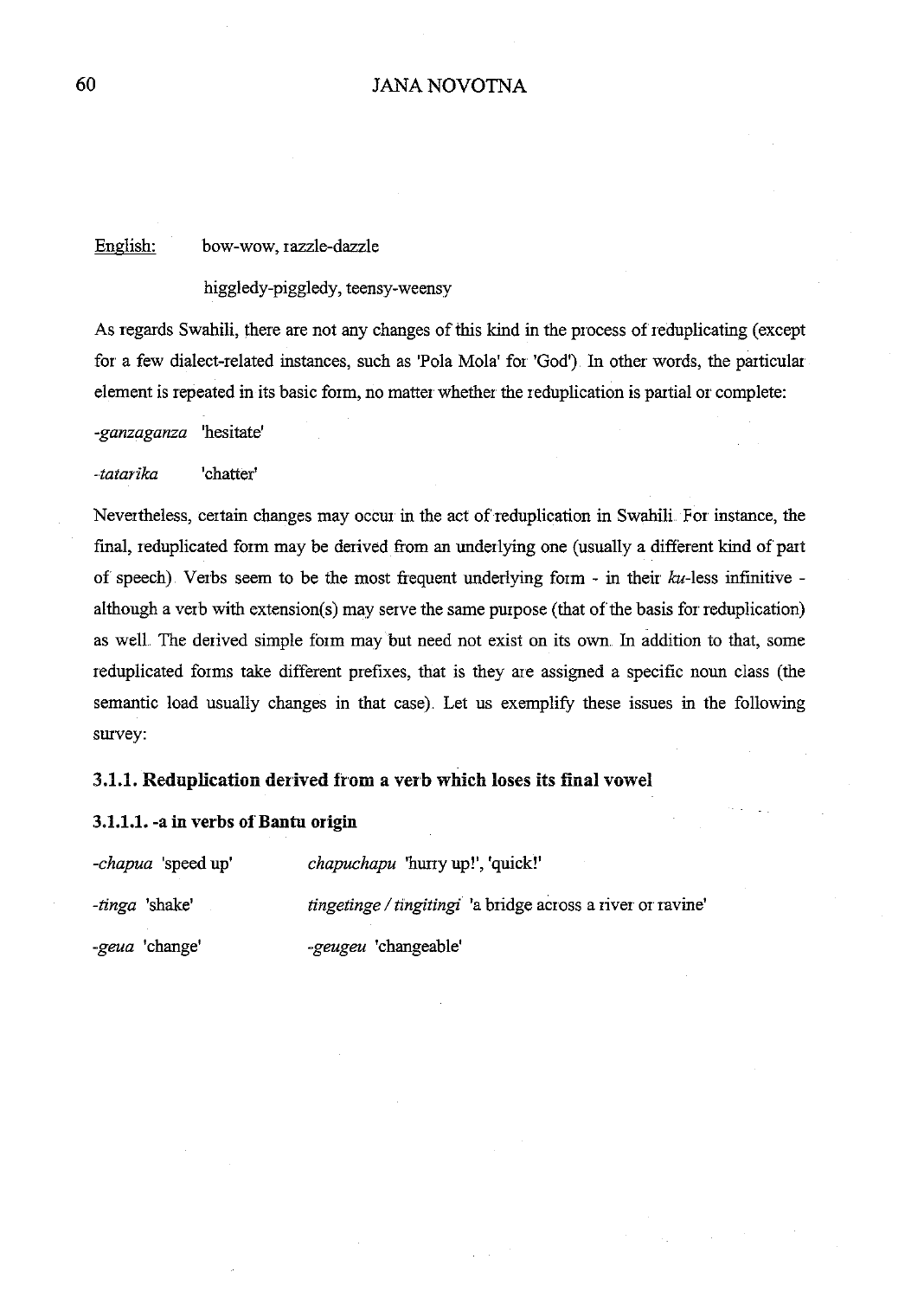English: bow-wow, razzle-dazzle

higgledy-piggledy, teensy-weensy

As regards Swahili, there are not any changes of this kind in the process of reduplicating (except for a few dialect-related instances, such as 'Pola Mola' for 'God'). In other words, the particular element is repeated in its basic form, no matter whether the reduplication is partial or complete:

*-ganzaganza* 'hesitate'

*-tatarika* 'chatter'

Nevertheless, certain changes may occur in the act of reduplication in Swahili. For instance, the final, reduplicated form may be derived from an underlying one (usually a different kind of part of speech). Verbs seem to be the most frequent underlying form - in their *ku*-less infinitive - although a verb with extension(s) may serve the same purpose (that of the basis for reduplication) as well. The derived simple form may but need not exist on its own. In addition to that, some reduplicated forms take different prefixes, that is they are assigned a specific noun class (the semantic load usually changes in that case). Let us exemplify these issues in the following survey:

### 3.1.1. Reduplication derived from a verb which loses its final vowel

#### 3.1.1.1. -a in verbs of Bantu origin

*-chapua* 'speed up' — *chapuchapu* 'hurry up!', 'quick!'

*-tinga* 'shake' — *tingetinge / tingitingi* 'a bridge across a river or ravine'

*-geua* 'change' — *-geugeu* 'changeable'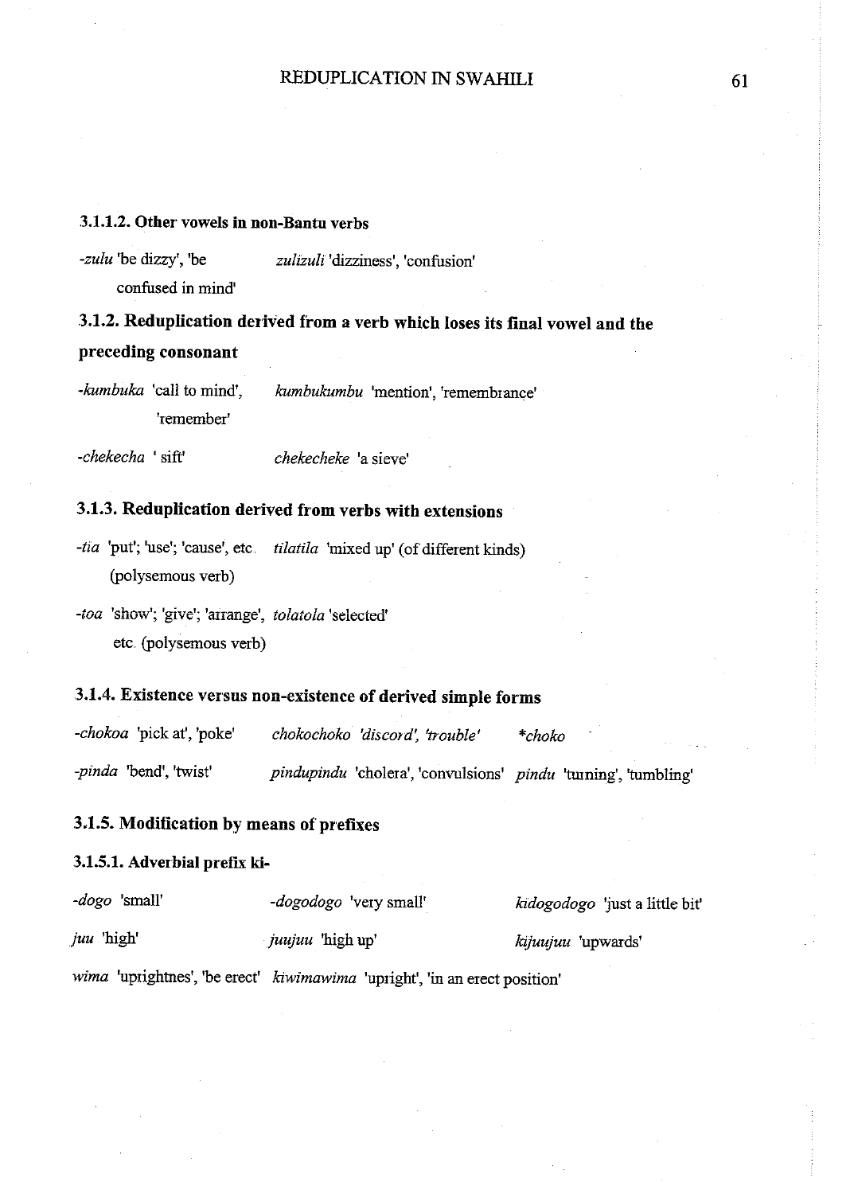#### 3.1.1.2. Other vowels in non-Bantu verbs

*-zulu* 'be dizzy', 'be confused in mind' — *zulizuli* 'dizziness', 'confusion'

### 3.1.2. Reduplication derived from a verb which loses its final vowel and the preceding consonant

*-kumbuka* 'call to mind', 'remember' — *kumbukumbu* 'mention', 'remembrance'

*-chekecha* ' sift' — *chekecheke* 'a sieve'

### 3.1.3. Reduplication derived from verbs with extensions

*-tia* 'put'; 'use'; 'cause', etc. (polysemous verb) — *tilatila* 'mixed up' (of different kinds)

*-toa* 'show'; 'give'; 'arrange', etc. (polysemous verb) — *tolatola* 'selected'

### 3.1.4. Existence versus non-existence of derived simple forms

*-chokoa* 'pick at', 'poke' — *chokochoko 'discord', 'trouble'* — **choko*

*-pinda* 'bend', 'twist' — *pindupindu* 'cholera', 'convulsions' — *pindu* 'turning', 'tumbling'

### 3.1.5. Modification by means of prefixes

#### 3.1.5.1. Adverbial prefix ki-

*-dogo* 'small' — *-dogodogo* 'very small' — *kidogodogo* 'just a little bit'

*juu* 'high' — *juujuu* 'high up' — *kijuujuu* 'upwards'

*wima* 'uprightnes', 'be erect' — *kiwimawima* 'upright', 'in an erect position'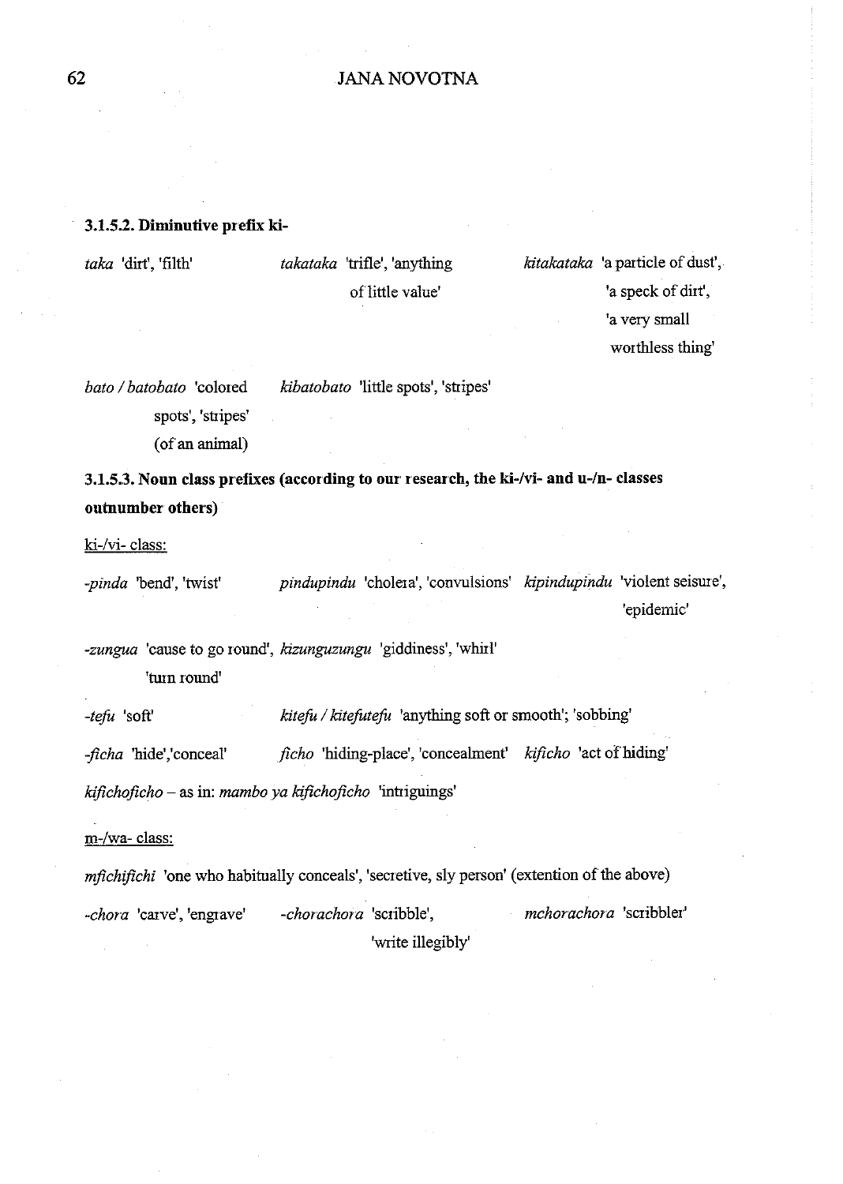### 3.1.5.2. Diminutive prefix ki-

*taka* 'dirt', 'filth' *takataka* 'trifle', 'anything of little value' *kitakataka* 'a particle of dust', 'a speck of dirt', 'a very small worthless thing'

*bato / batobato* 'colored spots', 'stripes' (of an animal) *kibatobato* 'little spots', 'stripes'

### 3.1.5.3. Noun class prefixes (according to our research, the ki-/vi- and u-/n- classes outnumber others)

ki-/vi- class:

*-pinda* 'bend', 'twist' *pindupindu* 'cholera', 'convulsions' *kipindupindu* 'violent seisure', 'epidemic'

*-zungua* 'cause to go round', 'turn round' *kizunguzungu* 'giddiness', 'whirl'

*-tefu* 'soft' *kitefu / kitefutefu* 'anything soft or smooth'; 'sobbing'

*-ficha* 'hide','conceal' *ficho* 'hiding-place', 'concealment' *kificho* 'act of hiding'

*kifichoficho* – as in: *mambo ya kifichoficho* 'intriguings'

m-/wa- class:

*mfichifichi* 'one who habitually conceals', 'secretive, sly person' (extention of the above)

*-chora* 'carve', 'engrave' *-chorachora* 'scribble', 'write illegibly' *mchorachora* 'scribbler'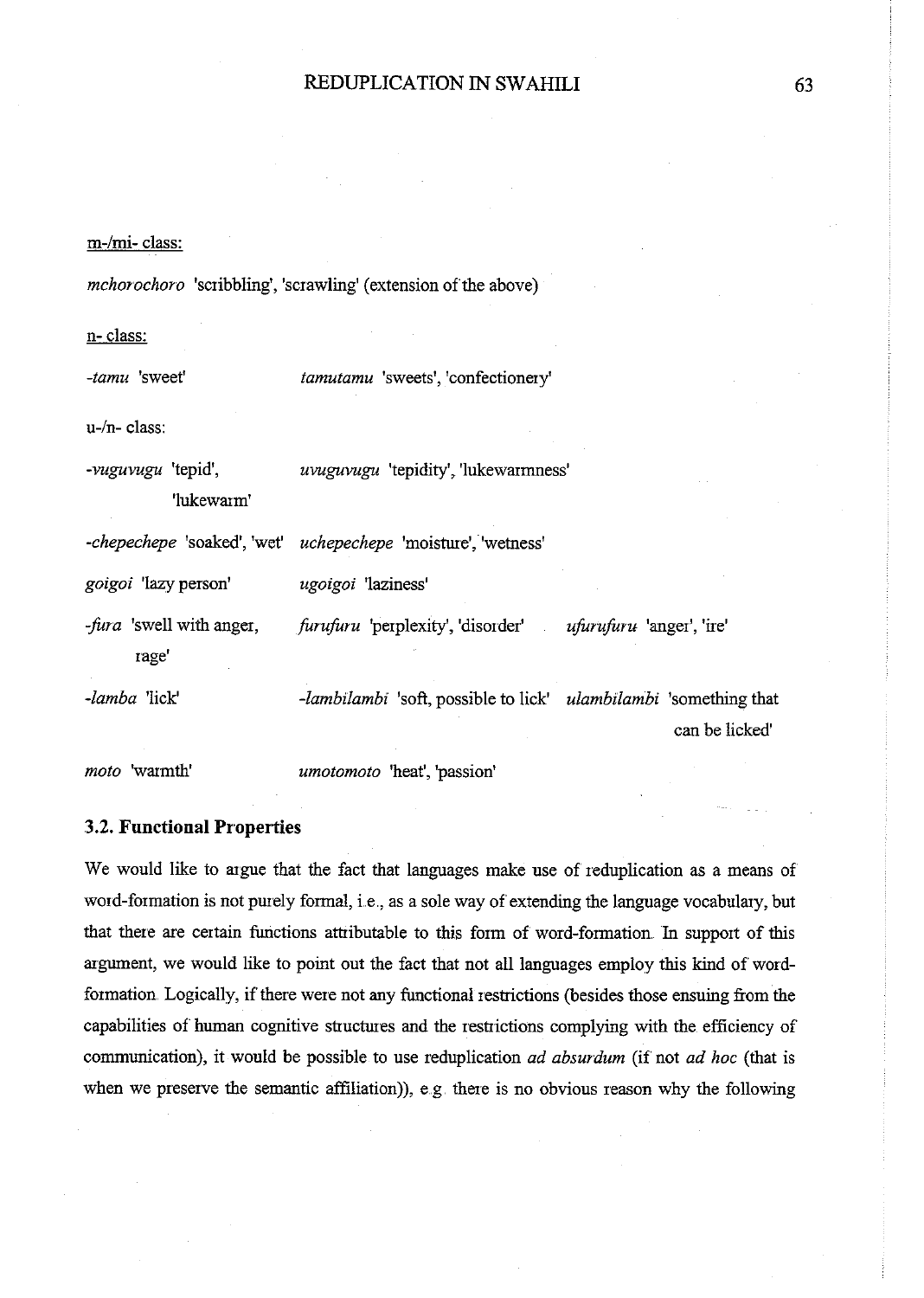m-/mi- class:

*mchorochoro* 'scribbling', 'scrawling' (extension of the above)

n- class:

| | | |
|---|---|---|
| *-tamu* 'sweet' | *tamutamu* 'sweets', 'confectionery' | |

u-/n- class:

| | | |
|---|---|---|
| *-vuguvugu* 'tepid', 'lukewarm' | *uvuguvugu* 'tepidity', 'lukewarmness' | |
| *-chepechepe* 'soaked', 'wet' | *uchepechepe* 'moisture', 'wetness' | |
| *goigoi* 'lazy person' | *ugoigoi* 'laziness' | |
| *-fura* 'swell with anger, rage' | *furufuru* 'perplexity', 'disorder' | *ufurufuru* 'anger', 'ire' |
| *-lamba* 'lick' | *-lambilambi* 'soft, possible to lick' | *ulambilambi* 'something that can be licked' |
| *moto* 'warmth' | *umotomoto* 'heat', 'passion' | |

### 3.2. Functional Properties

We would like to argue that the fact that languages make use of reduplication as a means of word-formation is not purely formal, i.e., as a sole way of extending the language vocabulary, but that there are certain functions attributable to this form of word-formation. In support of this argument, we would like to point out the fact that not all languages employ this kind of word-formation. Logically, if there were not any functional restrictions (besides those ensuing from the capabilities of human cognitive structures and the restrictions complying with the efficiency of communication), it would be possible to use reduplication *ad absurdum* (if not *ad hoc* (that is when we preserve the semantic affiliation)), e.g. there is no obvious reason why the following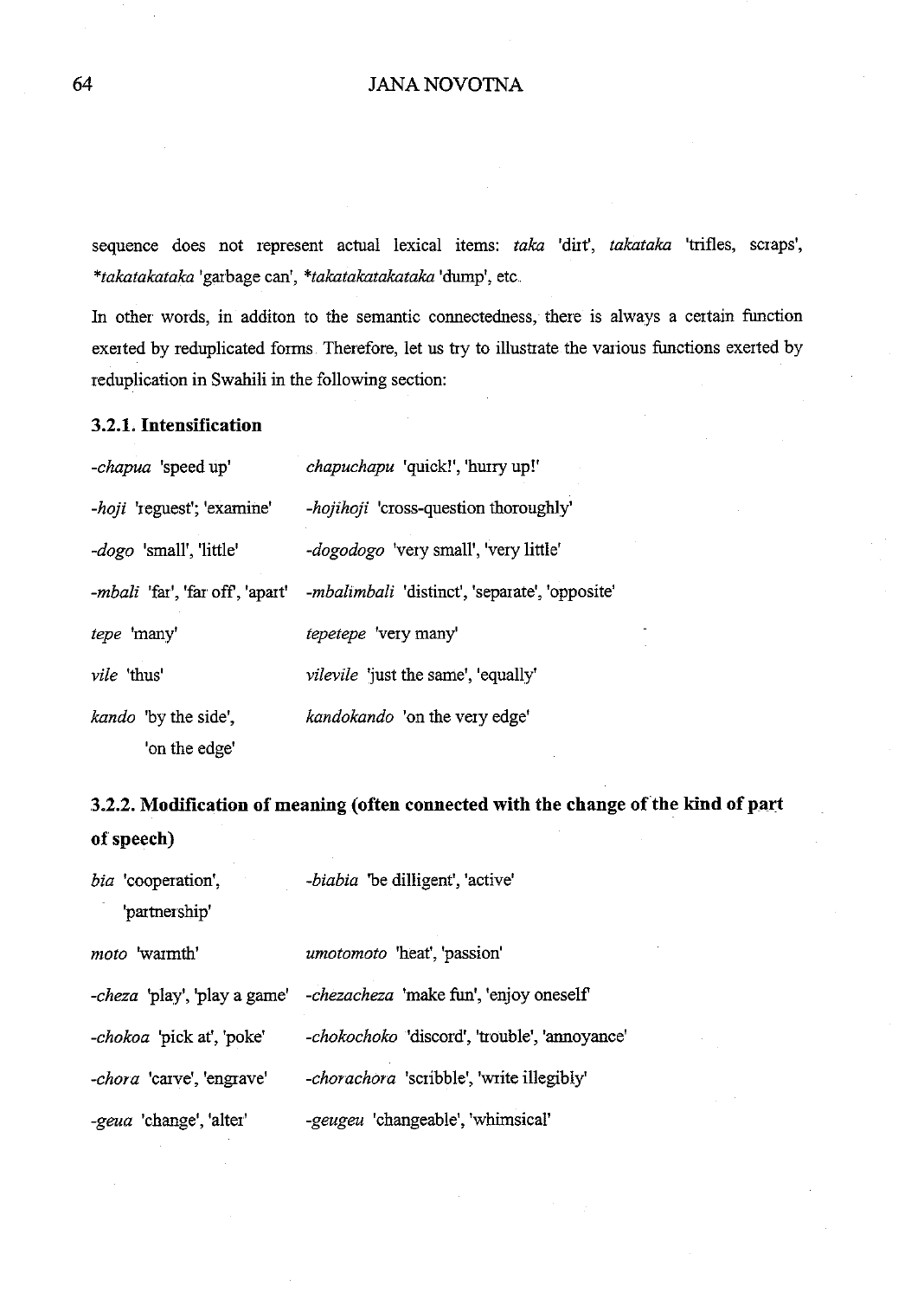sequence does not represent actual lexical items: *taka* 'dirt', *takataka* 'trifles, scraps', **takatakataka* 'garbage can', **takatakatakataka* 'dump', etc.

In other words, in additon to the semantic connectedness, there is always a certain function exerted by reduplicated forms. Therefore, let us try to illustrate the various functions exerted by reduplication in Swahili in the following section:

### 3.2.1. Intensification

| | |
|---|---|
| *-chapua* 'speed up' | *chapuchapu* 'quick!', 'hurry up!' |
| *-hoji* 'request'; 'examine' | *-hojihoji* 'cross-question thoroughly' |
| *-dogo* 'small', 'little' | *-dogodogo* 'very small', 'very little' |
| *-mbali* 'far', 'far off', 'apart' | *-mbalimbali* 'distinct', 'separate', 'opposite' |
| *tepe* 'many' | *tepetepe* 'very many' |
| *vile* 'thus' | *vilevile* 'just the same', 'equally' |
| *kando* 'by the side', 'on the edge' | *kandokando* 'on the very edge' |

### 3.2.2. Modification of meaning (often connected with the change of the kind of part of speech)

| | |
|---|---|
| *bia* 'cooperation', 'partnership' | *-biabia* 'be dilligent', 'active' |
| *moto* 'warmth' | *umotomoto* 'heat', 'passion' |
| *-cheza* 'play', 'play a game' | *-chezacheza* 'make fun', 'enjoy oneself' |
| *-chokoa* 'pick at', 'poke' | *-chokochoko* 'discord', 'trouble', 'annoyance' |
| *-chora* 'carve', 'engrave' | *-chorachora* 'scribble', 'write illegibly' |
| *-geua* 'change', 'alter' | *-geugeu* 'changeable', 'whimsical' |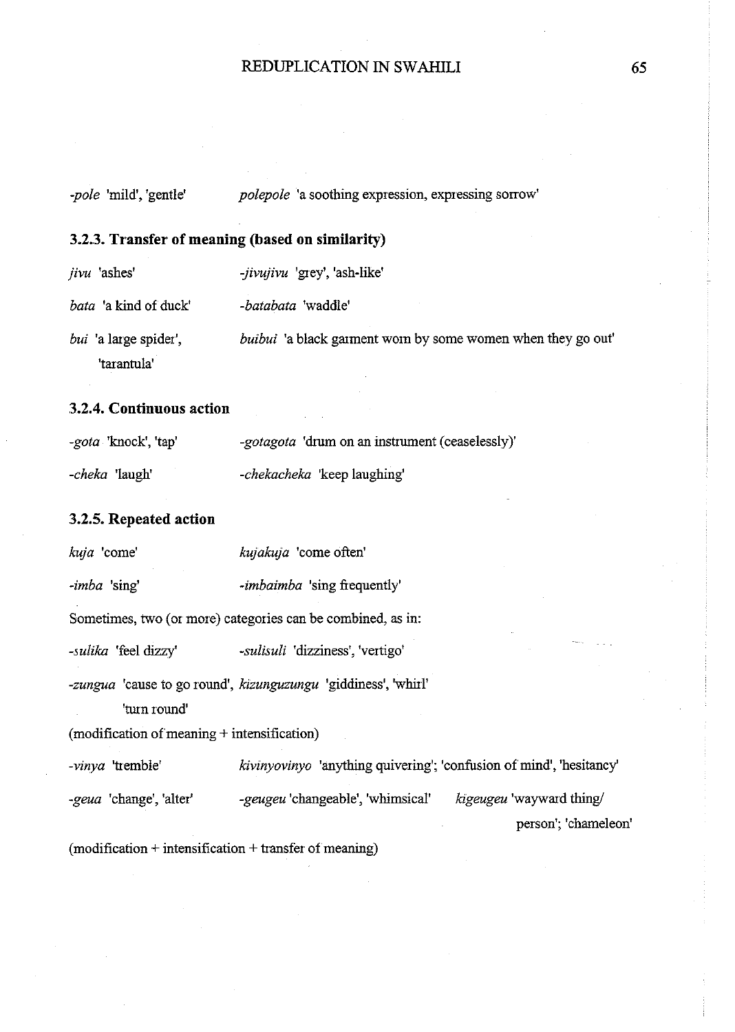*-pole* 'mild', 'gentle' *polepole* 'a soothing expression, expressing sorrow'

### 3.2.3. Transfer of meaning (based on similarity)

*jivu* 'ashes' *-jivujivu* 'grey', 'ash-like'

*bata* 'a kind of duck' *-batabata* 'waddle'

*bui* 'a large spider', 'tarantula' *buibui* 'a black garment worn by some women when they go out'

### 3.2.4. Continuous action

*-gota* 'knock', 'tap' *-gotagota* 'drum on an instrument (ceaselessly)'

*-cheka* 'laugh' *-chekacheka* 'keep laughing'

### 3.2.5. Repeated action

*kuja* 'come' *kujakuja* 'come often'

*-imba* 'sing' *-imbaimba* 'sing frequently'

Sometimes, two (or more) categories can be combined, as in:

*-sulika* 'feel dizzy' *-sulisuli* 'dizziness', 'vertigo'

*-zungua* 'cause to go round', 'turn round' *kizunguzungu* 'giddiness', 'whirl'

(modification of meaning + intensification)

*-vinya* 'tremble' *kivinyovinyo* 'anything quivering'; 'confusion of mind', 'hesitancy'

*-geua* 'change', 'alter' *-geugeu* 'changeable', 'whimsical' *kigeugeu* 'wayward thing/ person'; 'chameleon'

(modification + intensification + transfer of meaning)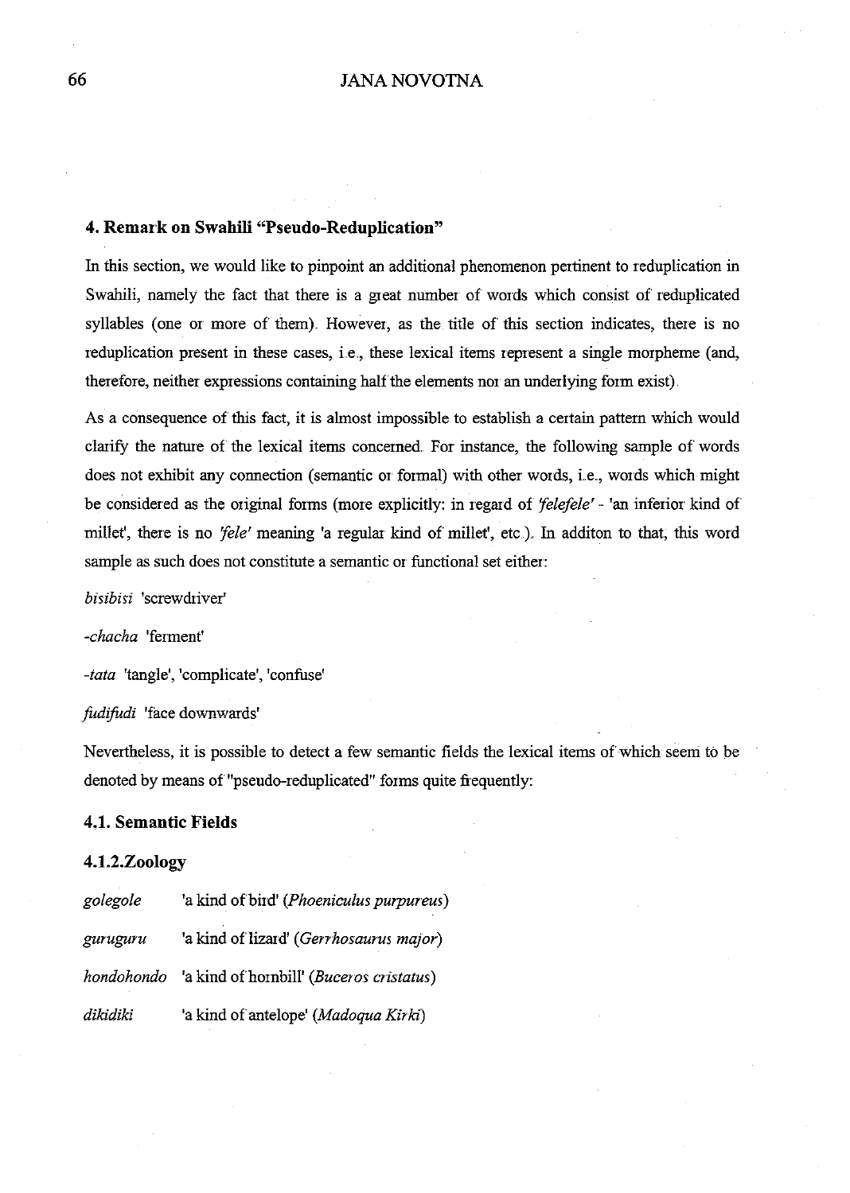## 4. Remark on Swahili "Pseudo-Reduplication"

In this section, we would like to pinpoint an additional phenomenon pertinent to reduplication in Swahili, namely the fact that there is a great number of words which consist of reduplicated syllables (one or more of them). However, as the title of this section indicates, there is no reduplication present in these cases, i.e., these lexical items represent a single morpheme (and, therefore, neither expressions containing half the elements nor an underlying form exist).

As a consequence of this fact, it is almost impossible to establish a certain pattern which would clarify the nature of the lexical items concerned. For instance, the following sample of words does not exhibit any connection (semantic or formal) with other words, i.e., words which might be considered as the original forms (more explicitly: in regard of *'felefele'* - 'an inferior kind of millet', there is no *'fele'* meaning 'a regular kind of millet', etc.). In additon to that, this word sample as such does not constitute a semantic or functional set either:

*bisibisi* 'screwdriver'

*-chacha* 'ferment'

*-tata* 'tangle', 'complicate', 'confuse'

*fudifudi* 'face downwards'

Nevertheless, it is possible to detect a few semantic fields the lexical items of which seem to be denoted by means of "pseudo-reduplicated" forms quite frequently:

### 4.1. Semantic Fields

#### 4.1.2.Zoology

| | |
|---|---|
| *golegole* | 'a kind of bird' (*Phoeniculus purpureus*) |
| *guruguru* | 'a kind of lizard' (*Gerrhosaurus major*) |
| *hondohondo* | 'a kind of hornbill' (*Buceros cristatus*) |
| *dikidiki* | 'a kind of antelope' (*Madoqua Kirki*) |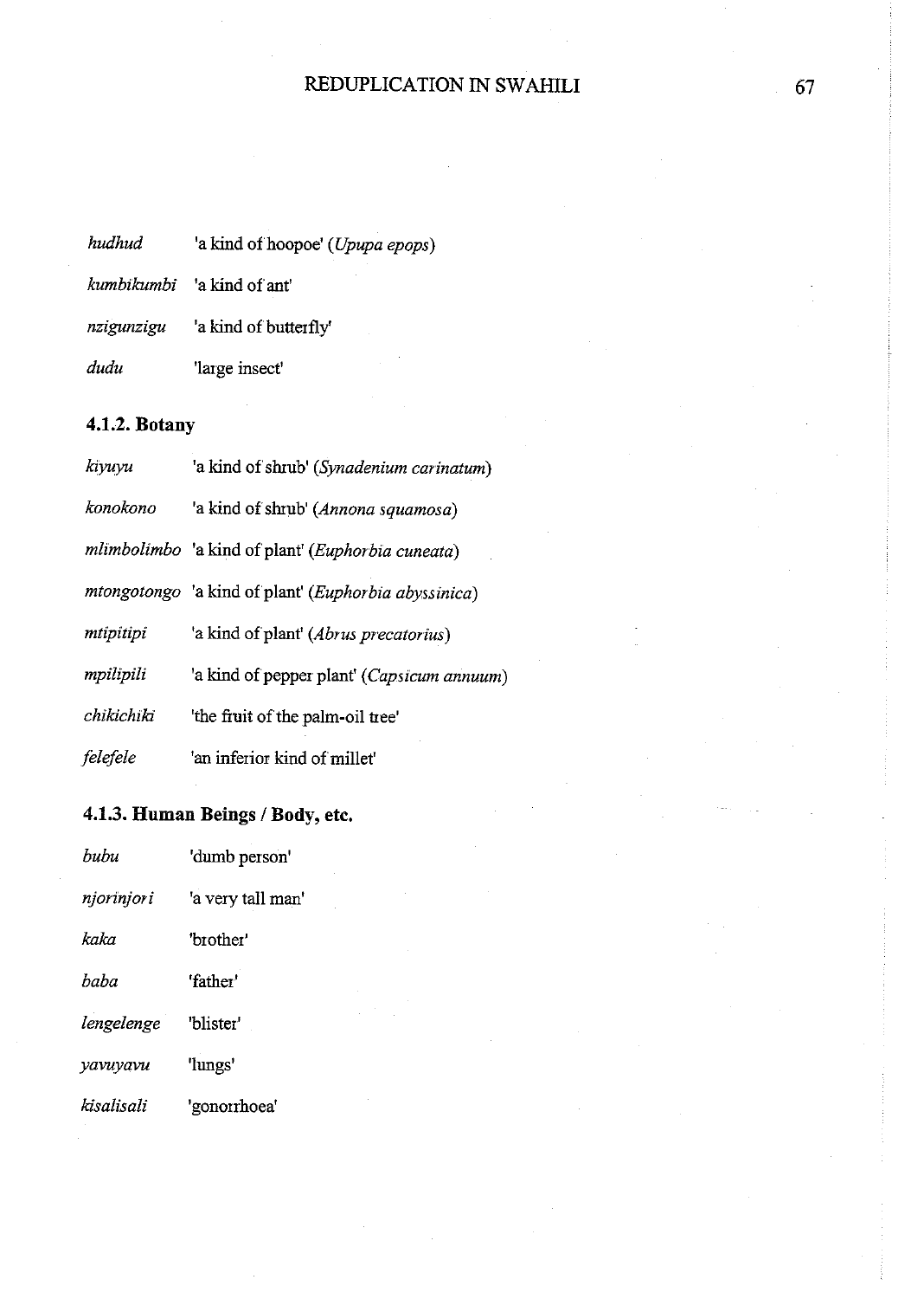*hudhud* 'a kind of hoopoe' (*Upupa epops*)

*kumbikumbi* 'a kind of ant'

*nzigunzigu* 'a kind of butterfly'

*dudu* 'large insect'

### 4.1.2. Botany

*kiyuyu* 'a kind of shrub' (*Synadenium carinatum*)

*konokono* 'a kind of shrub' (*Annona squamosa*)

*mlimbolimbo* 'a kind of plant' (*Euphorbia cuneata*)

*mtongotongo* 'a kind of plant' (*Euphorbia abyssinica*)

*mtipitipi* 'a kind of plant' (*Abrus precatorius*)

*mpilipili* 'a kind of pepper plant' (*Capsicum annuum*)

*chikichiki* 'the fruit of the palm-oil tree'

*felefele* 'an inferior kind of millet'

### 4.1.3. Human Beings / Body, etc.

*bubu* 'dumb person'

*njorinjori* 'a very tall man'

*kaka* 'brother'

*baba* 'father'

*lengelenge* 'blister'

*yavuyavu* 'lungs'

*kisalisali* 'gonorrhoea'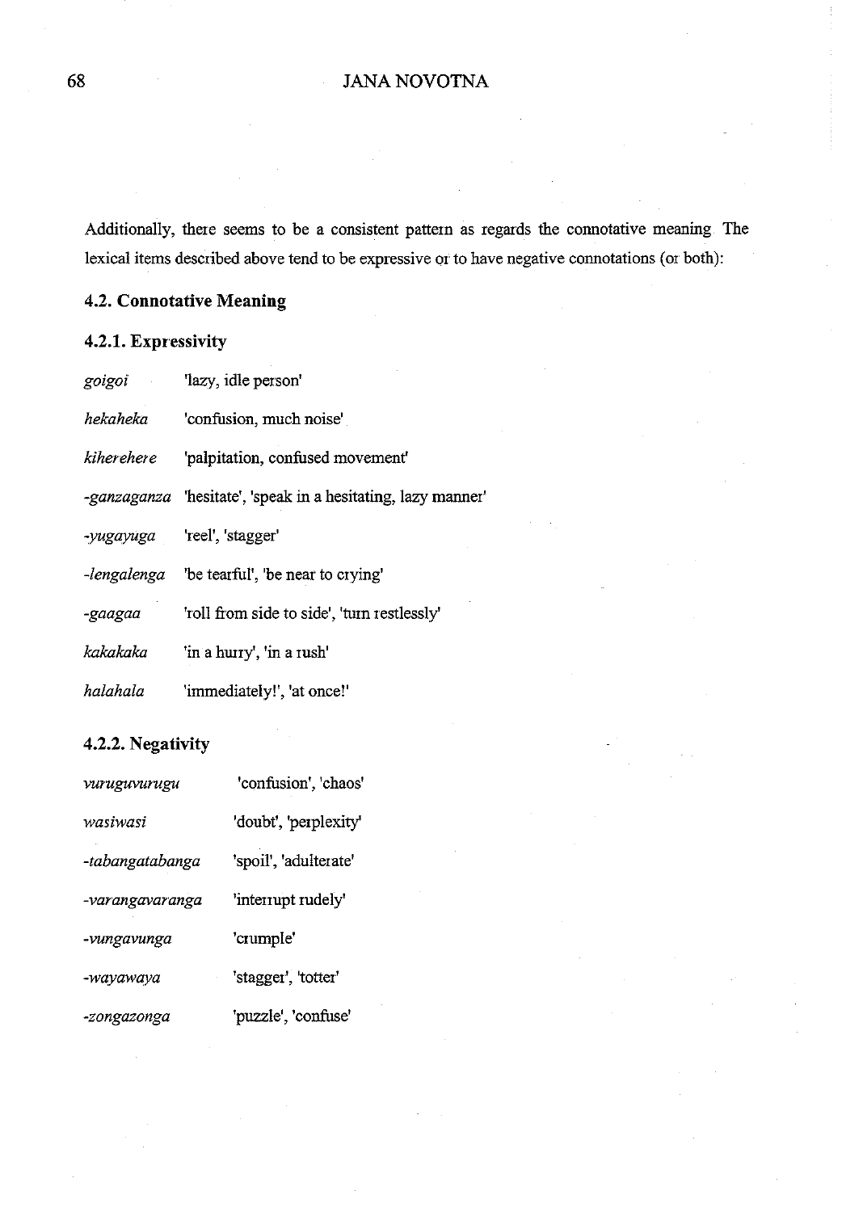Additionally, there seems to be a consistent pattern as regards the connotative meaning. The lexical items described above tend to be expressive or to have negative connotations (or both):

### 4.2. Connotative Meaning

#### 4.2.1. Expressivity

*goigoi* 'lazy, idle person'

*hekaheka* 'confusion, much noise'

*kiherehere* 'palpitation, confused movement'

*-ganzaganza* 'hesitate', 'speak in a hesitating, lazy manner'

*-yugayuga* 'reel', 'stagger'

*-lengalenga* 'be tearful', 'be near to crying'

*-gaagaa* 'roll from side to side', 'turn restlessly'

*kakakaka* 'in a hurry', 'in a rush'

*halahala* 'immediately!', 'at once!'

#### 4.2.2. Negativity

*vuruguvurugu* 'confusion', 'chaos'

*wasiwasi* 'doubt', 'perplexity'

*-tabangatabanga* 'spoil', 'adulterate'

*-varangavaranga* 'interrupt rudely'

*-vungavunga* 'crumple'

*-wayawaya* 'stagger', 'totter'

*-zongazonga* 'puzzle', 'confuse'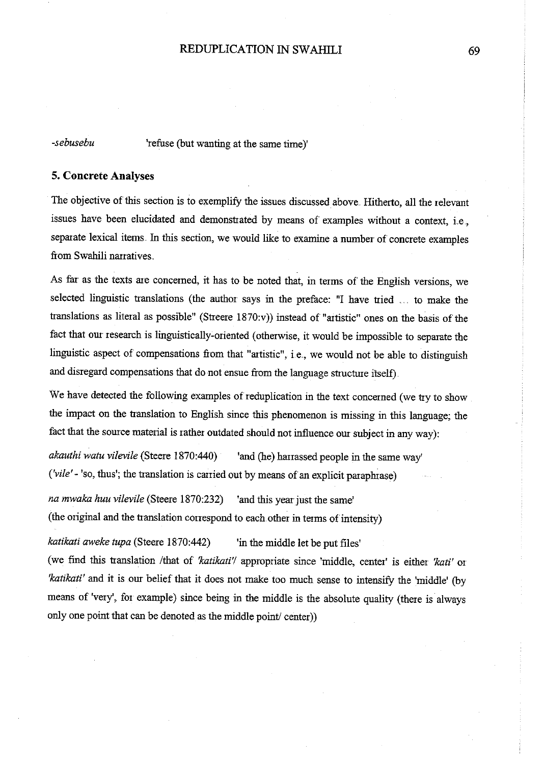*-sebusebu* 'refuse (but wanting at the same time)'

## 5. Concrete Analyses

The objective of this section is to exemplify the issues discussed above. Hitherto, all the relevant issues have been elucidated and demonstrated by means of examples without a context, i.e., separate lexical items. In this section, we would like to examine a number of concrete examples from Swahili narratives.

As far as the texts are concerned, it has to be noted that, in terms of the English versions, we selected linguistic translations (the author says in the preface: "I have tried ... to make the translations as literal as possible" (Streere 1870:v)) instead of "artistic" ones on the basis of the fact that our research is linguistically-oriented (otherwise, it would be impossible to separate the linguistic aspect of compensations from that "artistic", i.e., we would not be able to distinguish and disregard compensations that do not ensue from the language structure itself).

We have detected the following examples of reduplication in the text concerned (we try to show the impact on the translation to English since this phenomenon is missing in this language; the fact that the source material is rather outdated should not influence our subject in any way):

*akauthi watu vilevile* (Steere 1870:440) 'and (he) harrassed people in the same way'
(*'vile'* - 'so, thus'; the translation is carried out by means of an explicit paraphrase)

*na mwaka huu vilevile* (Steere 1870:232) 'and this year just the same'
(the original and the translation correspond to each other in terms of intensity)

*katikati aweke tupa* (Steere 1870:442) 'in the middle let be put files'
(we find this translation /that of *'katikati'*/ appropriate since 'middle, center' is either *'kati'* or *'katikati'* and it is our belief that it does not make too much sense to intensify the 'middle' (by means of 'very', for example) since being in the middle is the absolute quality (there is always only one point that can be denoted as the middle point/ center))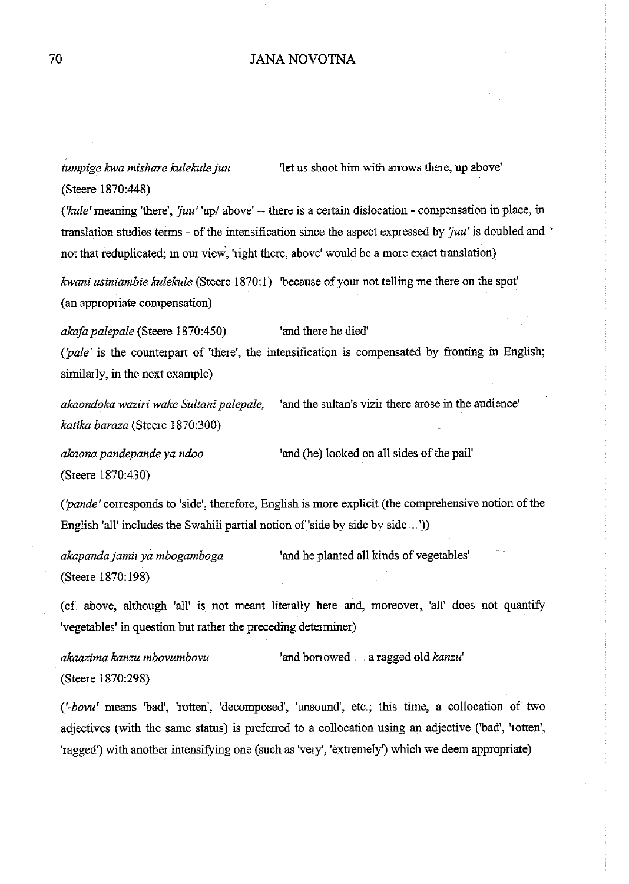*tumpige kwa mishare kulekule juu* (Steere 1870:448) 'let us shoot him with arrows there, up above'

(*'kule'* meaning 'there', *'juu'* 'up/ above' -- there is a certain dislocation - compensation in place, in translation studies terms - of the intensification since the aspect expressed by *'juu'* is doubled and not that reduplicated; in our view, 'right there, above' would be a more exact translation)

*kwani usiniambie kulekule* (Steere 1870:1) 'because of your not telling me there on the spot' (an appropriate compensation)

*akafa palepale* (Steere 1870:450) 'and there he died'

(*'pale'* is the counterpart of 'there', the intensification is compensated by fronting in English; similarly, in the next example)

*akaondoka waziri wake Sultani palepale, katika baraza* (Steere 1870:300) 'and the sultan's vizir there arose in the audience'

*akaona pandepande ya ndoo* (Steere 1870:430) 'and (he) looked on all sides of the pail'

(*'pande'* corresponds to 'side', therefore, English is more explicit (the comprehensive notion of the English 'all' includes the Swahili partial notion of 'side by side by side....'))

*akapanda jamii ya mbogamboga* (Steere 1870:198) 'and he planted all kinds of vegetables'

(cf. above, although 'all' is not meant literally here and, moreover, 'all' does not quantify 'vegetables' in question but rather the preceding determiner)

*akaazima kanzu mbovumbovu* (Steere 1870:298) 'and borrowed .... a ragged old *kanzu*'

(*'-bovu'* means 'bad', 'rotten', 'decomposed', 'unsound', etc.; this time, a collocation of two adjectives (with the same status) is preferred to a collocation using an adjective ('bad', 'rotten', 'ragged') with another intensifying one (such as 'very', 'extremely') which we deem appropriate)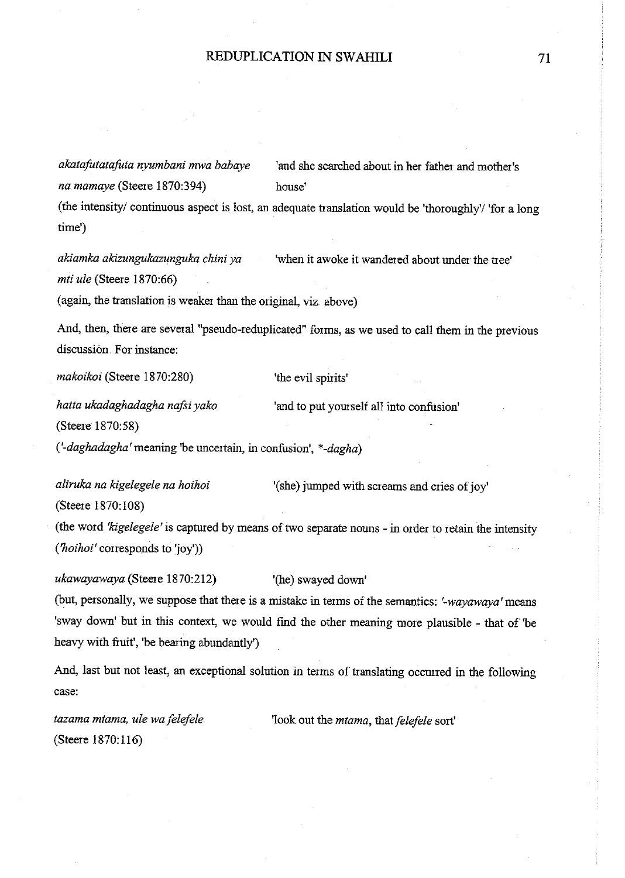*akatafutatafuta nyumbani mwa babaye na mamaye* (Steere 1870:394) — 'and she searched about in her father and mother's house'

(the intensity/ continuous aspect is lost, an adequate translation would be 'thoroughly'/ 'for a long time')

*akiamka akizungukazunguka chini ya mti ule* (Steere 1870:66) — 'when it awoke it wandered about under the tree'

(again, the translation is weaker than the original, viz. above)

And, then, there are several "pseudo-reduplicated" forms, as we used to call them in the previous discussion. For instance:

*makoikoi* (Steere 1870:280) — 'the evil spirits'

*hatta ukadaghadagha nafsi yako* (Steere 1870:58) — 'and to put yourself all into confusion'

(*'-daghadagha'* meaning 'be uncertain, in confusion', *\*-dagha*)

*aliruka na kigelegele na hoihoi* (Steere 1870:108) — '(she) jumped with screams and cries of joy'

(the word *'kigelegele'* is captured by means of two separate nouns - in order to retain the intensity (*'hoihoi'* corresponds to 'joy'))

*ukawayawaya* (Steere 1870:212) — '(he) swayed down'

(but, personally, we suppose that there is a mistake in terms of the semantics: *'-wayawaya'* means 'sway down' but in this context, we would find the other meaning more plausible - that of 'be heavy with fruit', 'be bearing abundantly')

And, last but not least, an exceptional solution in terms of translating occurred in the following case:

*tazama mtama, ule wa felefele* (Steere 1870:116) — 'look out the *mtama*, that *felefele* sort'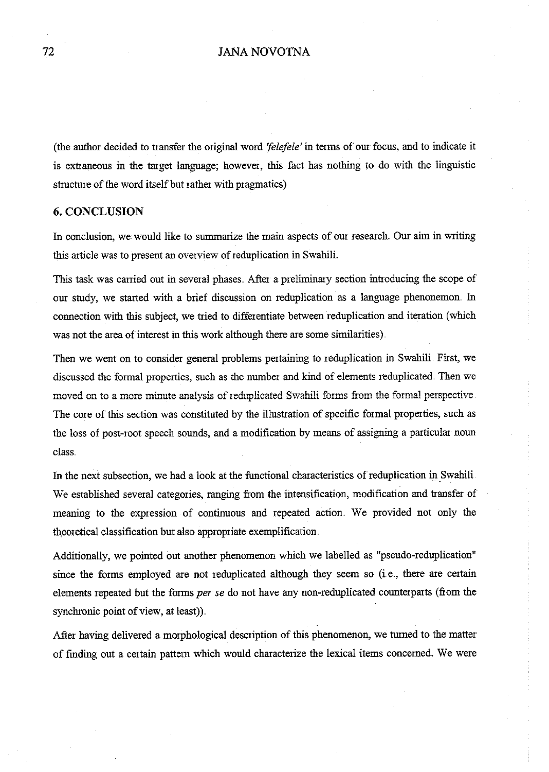(the author decided to transfer the original word *'felefele'* in terms of our focus, and to indicate it is extraneous in the target language; however, this fact has nothing to do with the linguistic structure of the word itself but rather with pragmatics)

## 6. CONCLUSION

In conclusion, we would like to summarize the main aspects of our research. Our aim in writing this article was to present an overview of reduplication in Swahili.

This task was carried out in several phases. After a preliminary section introducing the scope of our study, we started with a brief discussion on reduplication as a language phenonemon. In connection with this subject, we tried to differentiate between reduplication and iteration (which was not the area of interest in this work although there are some similarities).

Then we went on to consider general problems pertaining to reduplication in Swahili. First, we discussed the formal properties, such as the number and kind of elements reduplicated. Then we moved on to a more minute analysis of reduplicated Swahili forms from the formal perspective. The core of this section was constituted by the illustration of specific formal properties, such as the loss of post-root speech sounds, and a modification by means of assigning a particular noun class.

In the next subsection, we had a look at the functional characteristics of reduplication in Swahili. We established several categories, ranging from the intensification, modification and transfer of meaning to the expression of continuous and repeated action. We provided not only the theoretical classification but also appropriate exemplification.

Additionally, we pointed out another phenomenon which we labelled as "pseudo-reduplication" since the forms employed are not reduplicated although they seem so (i.e., there are certain elements repeated but the forms *per se* do not have any non-reduplicated counterparts (from the synchronic point of view, at least)).

After having delivered a morphological description of this phenomenon, we turned to the matter of finding out a certain pattern which would characterize the lexical items concerned. We were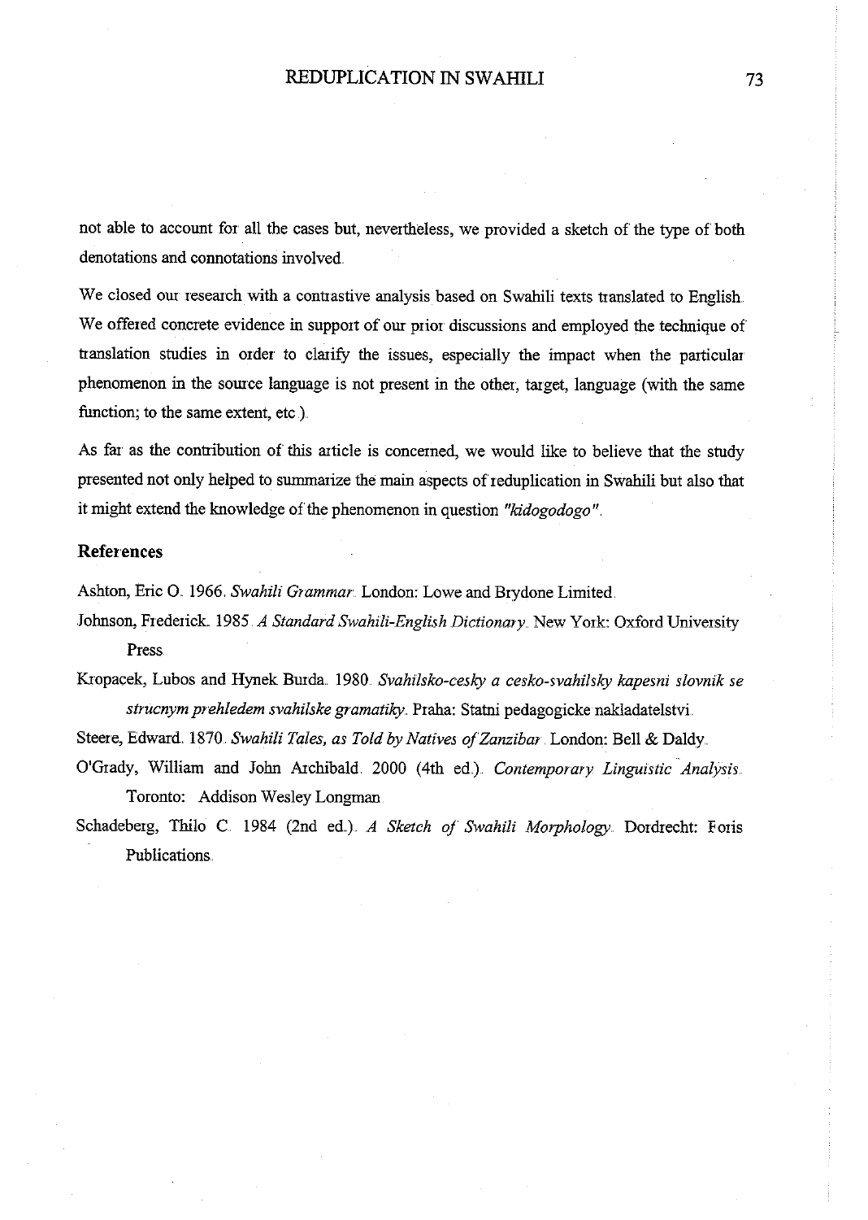not able to account for all the cases but, nevertheless, we provided a sketch of the type of both denotations and connotations involved.

We closed our research with a contrastive analysis based on Swahili texts translated to English. We offered concrete evidence in support of our prior discussions and employed the technique of translation studies in order to clarify the issues, especially the impact when the particular phenomenon in the source language is not present in the other, target, language (with the same function; to the same extent, etc.).

As far as the contribution of this article is concerned, we would like to believe that the study presented not only helped to summarize the main aspects of reduplication in Swahili but also that it might extend the knowledge of the phenomenon in question *"kidogodogo"*.

## References

Ashton, Eric O. 1966. *Swahili Grammar*. London: Lowe and Brydone Limited.

Johnson, Frederick. 1985. *A Standard Swahili-English Dictionary*. New York: Oxford University Press.

Kropacek, Lubos and Hynek Burda. 1980. *Svahilsko-cesky a cesko-svahilsky kapesni slovnik se strucnym prehledem svahilske gramatiky*. Praha: Statni pedagogicke nakladatelstvi.

Steere, Edward. 1870. *Swahili Tales, as Told by Natives of Zanzibar*. London: Bell & Daldy.

O'Grady, William and John Archibald. 2000 (4th ed.). *Contemporary Linguistic Analysis*. Toronto: Addison Wesley Longman.

Schadeberg, Thilo C. 1984 (2nd ed.). *A Sketch of Swahili Morphology*. Dordrecht: Foris Publications.